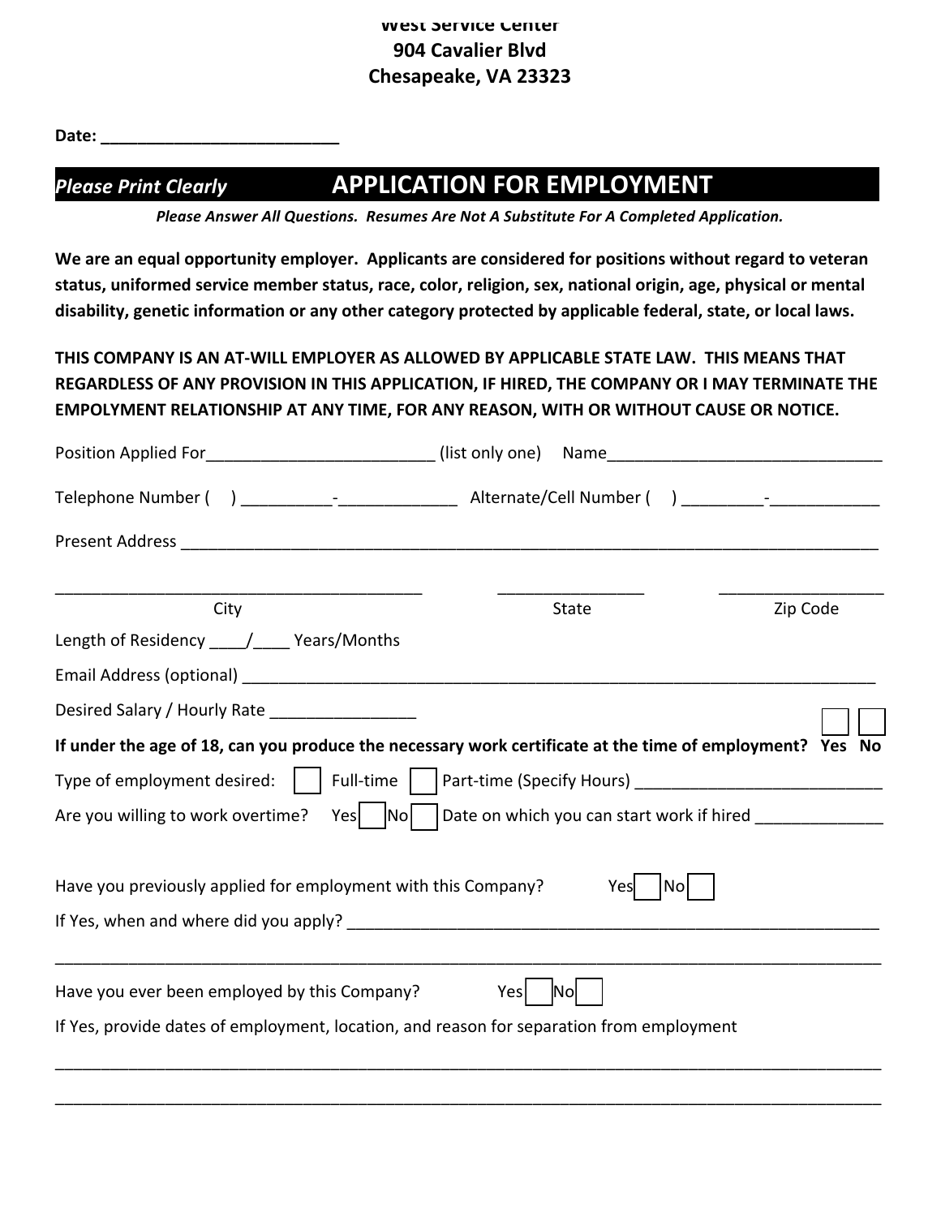**West Service Center**
**904 Cavalier Blvd**
**Chesapeake, VA 23323**

**Date: ___________________________**

## *Please Print Clearly* APPLICATION FOR EMPLOYMENT

***Please Answer All Questions. Resumes Are Not A Substitute For A Completed Application.***

**We are an equal opportunity employer. Applicants are considered for positions without regard to veteran status, uniformed service member status, race, color, religion, sex, national origin, age, physical or mental disability, genetic information or any other category protected by applicable federal, state, or local laws.**

**THIS COMPANY IS AN AT-WILL EMPLOYER AS ALLOWED BY APPLICABLE STATE LAW. THIS MEANS THAT REGARDLESS OF ANY PROVISION IN THIS APPLICATION, IF HIRED, THE COMPANY OR I MAY TERMINATE THE EMPOLYMENT RELATIONSHIP AT ANY TIME, FOR ANY REASON, WITH OR WITHOUT CAUSE OR NOTICE.**

Position Applied For_________________________ (list only one) Name______________________________

Telephone Number ( ) __________-_____________ Alternate/Cell Number ( ) _________-____________

Present Address ________________________________________________________________________________

_________________________________________ ________________ __________________
City State Zip Code

Length of Residency ____/____ Years/Months

Email Address (optional) ______________________________________________________________________

Desired Salary / Hourly Rate ________________

**If under the age of 18, can you produce the necessary work certificate at the time of employment? Yes ☐ No ☐**

Type of employment desired: ☐ Full-time ☐ Part-time (Specify Hours) ___________________________

Are you willing to work overtime? Yes ☐ No ☐ Date on which you can start work if hired ______________

Have you previously applied for employment with this Company? Yes ☐ No ☐

If Yes, when and where did you apply? _____________________________________________________________

_____________________________________________________________________________________________

Have you ever been employed by this Company? Yes ☐ No ☐

If Yes, provide dates of employment, location, and reason for separation from employment

_____________________________________________________________________________________________

_____________________________________________________________________________________________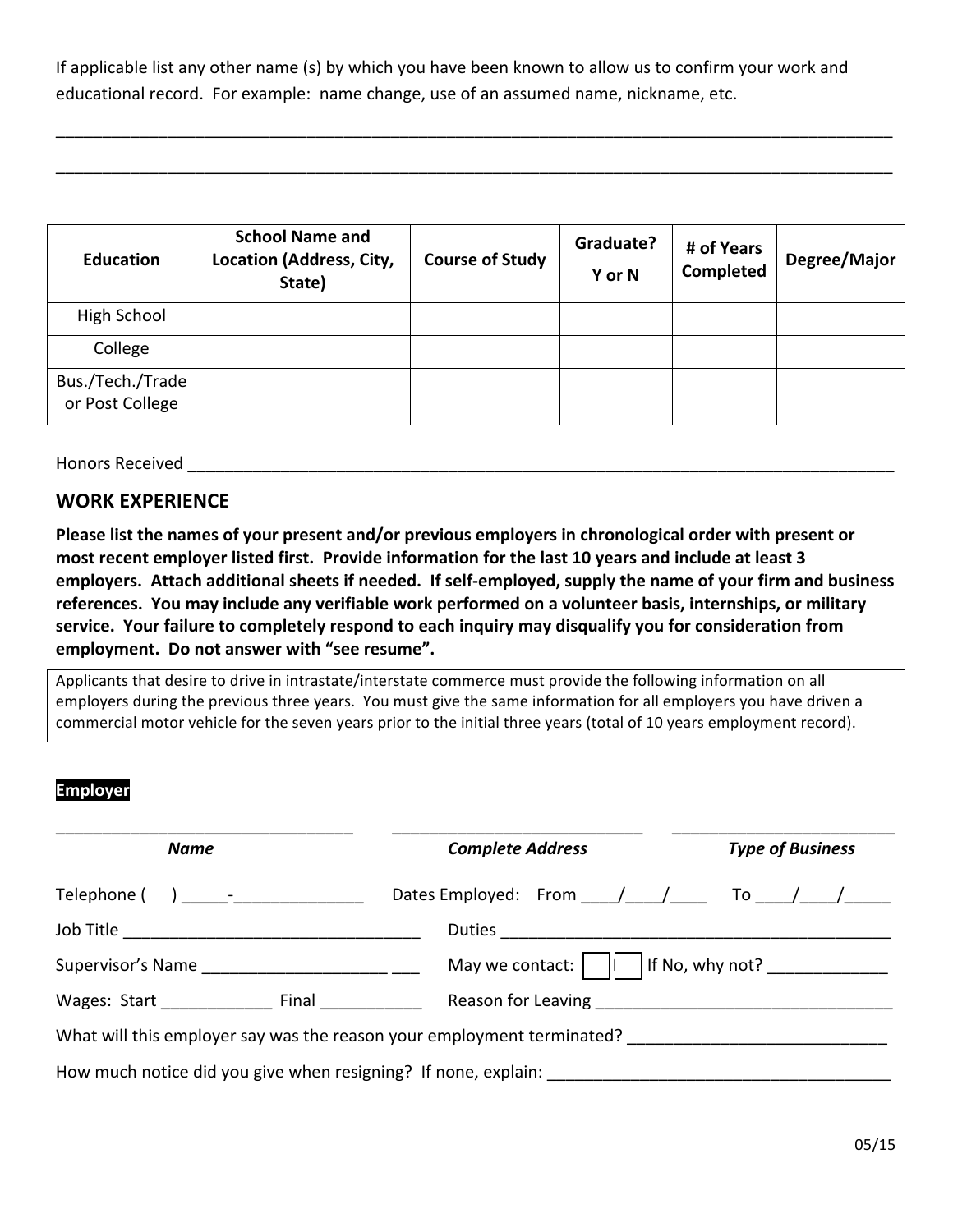If applicable list any other name (s) by which you have been known to allow us to confirm your work and educational record. For example: name change, use of an assumed name, nickname, etc.

_______________________________________________________________________________________

_______________________________________________________________________________________

| Education | School Name and Location (Address, City, State) | Course of Study | Graduate? Y or N | # of Years Completed | Degree/Major |
|---|---|---|---|---|---|
| High School | | | | | |
| College | | | | | |
| Bus./Tech./Trade or Post College | | | | | |

Honors Received _______________________________________________________________________

## WORK EXPERIENCE

**Please list the names of your present and/or previous employers in chronological order with present or most recent employer listed first. Provide information for the last 10 years and include at least 3 employers. Attach additional sheets if needed. If self-employed, supply the name of your firm and business references. You may include any verifiable work performed on a volunteer basis, internships, or military service. Your failure to completely respond to each inquiry may disqualify you for consideration from employment. Do not answer with "see resume".**

Applicants that desire to drive in intrastate/interstate commerce must provide the following information on all employers during the previous three years. You must give the same information for all employers you have driven a commercial motor vehicle for the seven years prior to the initial three years (total of 10 years employment record).

**Employer**

________________________________ ____________________________ ________________________

*Name* *Complete Address* *Type of Business*

Telephone ( ) _____-_____________ Dates Employed: From ____/____/____ To ____/____/_____

Job Title ________________________________ Duties ___________________________________________

Supervisor's Name _____________________ ___ May we contact: ☐ ☐ If No, why not? _____________

Wages: Start ____________ Final ___________ Reason for Leaving ________________________________

What will this employer say was the reason your employment terminated? ___________________________

How much notice did you give when resigning? If none, explain: _____________________________________

05/15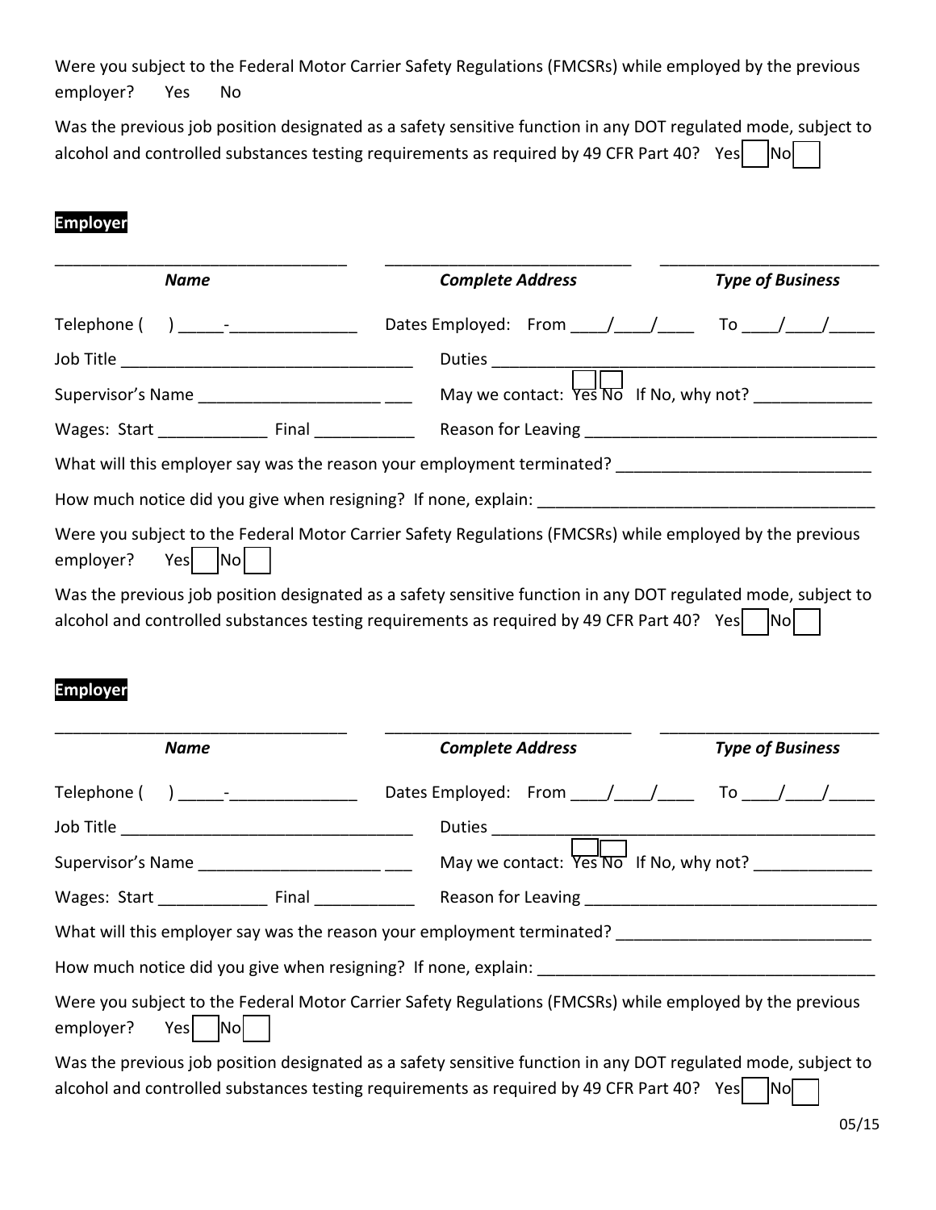Were you subject to the Federal Motor Carrier Safety Regulations (FMCSRs) while employed by the previous employer? Yes No

Was the previous job position designated as a safety sensitive function in any DOT regulated mode, subject to alcohol and controlled substances testing requirements as required by 49 CFR Part 40? Yes ☐ No ☐

**Employer**

_________________________________ _____________________________ ________________________

***Name*** ***Complete Address*** ***Type of Business***

Telephone ( ) _____-______________ Dates Employed: From ____/____/____ To ____/____/_____

Job Title _________________________________ Duties _____________________________________________

Supervisor's Name _____________________ ___ May we contact: ☐ Yes ☐ No If No, why not? _____________

Wages: Start ____________ Final ___________ Reason for Leaving _________________________________

What will this employer say was the reason your employment terminated? ____________________________

How much notice did you give when resigning? If none, explain: ______________________________________

Were you subject to the Federal Motor Carrier Safety Regulations (FMCSRs) while employed by the previous employer? Yes ☐ No ☐

Was the previous job position designated as a safety sensitive function in any DOT regulated mode, subject to alcohol and controlled substances testing requirements as required by 49 CFR Part 40? Yes ☐ No ☐

**Employer**

_________________________________ _____________________________ ________________________

***Name*** ***Complete Address*** ***Type of Business***

Telephone ( ) _____-______________ Dates Employed: From ____/____/____ To ____/____/_____

Job Title _________________________________ Duties _____________________________________________

Supervisor's Name _____________________ ___ May we contact: ☐ Yes ☐ No If No, why not? _____________

Wages: Start ____________ Final ___________ Reason for Leaving _________________________________

What will this employer say was the reason your employment terminated? ____________________________

How much notice did you give when resigning? If none, explain: ______________________________________

Were you subject to the Federal Motor Carrier Safety Regulations (FMCSRs) while employed by the previous employer? Yes ☐ No ☐

Was the previous job position designated as a safety sensitive function in any DOT regulated mode, subject to alcohol and controlled substances testing requirements as required by 49 CFR Part 40? Yes ☐ No ☐

05/15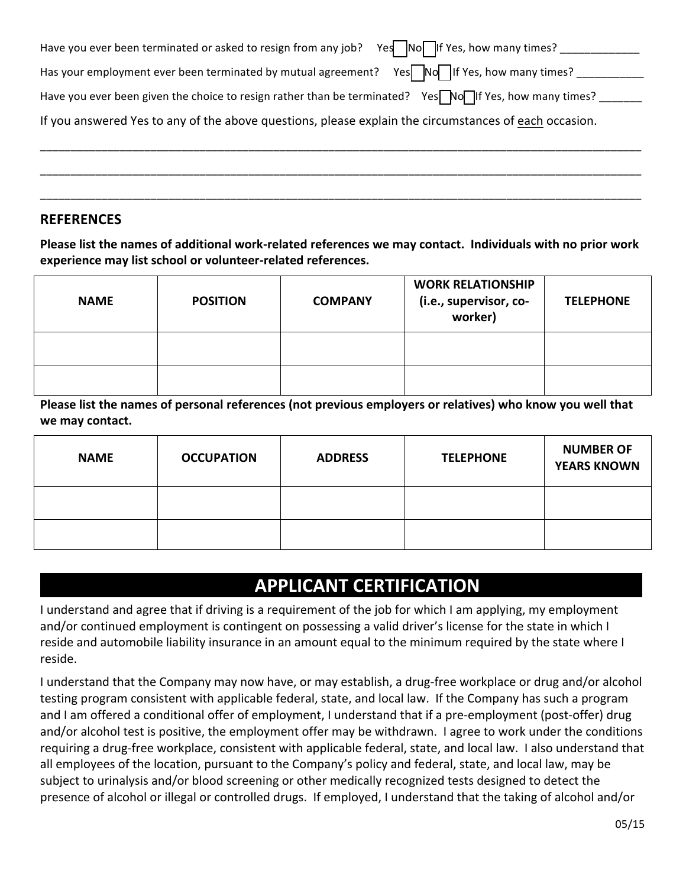Have you ever been terminated or asked to resign from any job? Yes ☐ No ☐ If Yes, how many times? _____________

Has your employment ever been terminated by mutual agreement? Yes ☐ No ☐ If Yes, how many times? ___________

Have you ever been given the choice to resign rather than be terminated? Yes ☐ No ☐ If Yes, how many times? _______

If you answered Yes to any of the above questions, please explain the circumstances of each occasion.

_____________________________________________________________________________________________

_____________________________________________________________________________________________

_____________________________________________________________________________________________

## REFERENCES

**Please list the names of additional work-related references we may contact. Individuals with no prior work experience may list school or volunteer-related references.**

| NAME | POSITION | COMPANY | WORK RELATIONSHIP (i.e., supervisor, co-worker) | TELEPHONE |
|---|---|---|---|---|
| | | | | |
| | | | | |

**Please list the names of personal references (not previous employers or relatives) who know you well that we may contact.**

| NAME | OCCUPATION | ADDRESS | TELEPHONE | NUMBER OF YEARS KNOWN |
|---|---|---|---|---|
| | | | | |
| | | | | |

## APPLICANT CERTIFICATION

I understand and agree that if driving is a requirement of the job for which I am applying, my employment and/or continued employment is contingent on possessing a valid driver's license for the state in which I reside and automobile liability insurance in an amount equal to the minimum required by the state where I reside.

I understand that the Company may now have, or may establish, a drug-free workplace or drug and/or alcohol testing program consistent with applicable federal, state, and local law. If the Company has such a program and I am offered a conditional offer of employment, I understand that if a pre-employment (post-offer) drug and/or alcohol test is positive, the employment offer may be withdrawn. I agree to work under the conditions requiring a drug-free workplace, consistent with applicable federal, state, and local law. I also understand that all employees of the location, pursuant to the Company's policy and federal, state, and local law, may be subject to urinalysis and/or blood screening or other medically recognized tests designed to detect the presence of alcohol or illegal or controlled drugs. If employed, I understand that the taking of alcohol and/or

05/15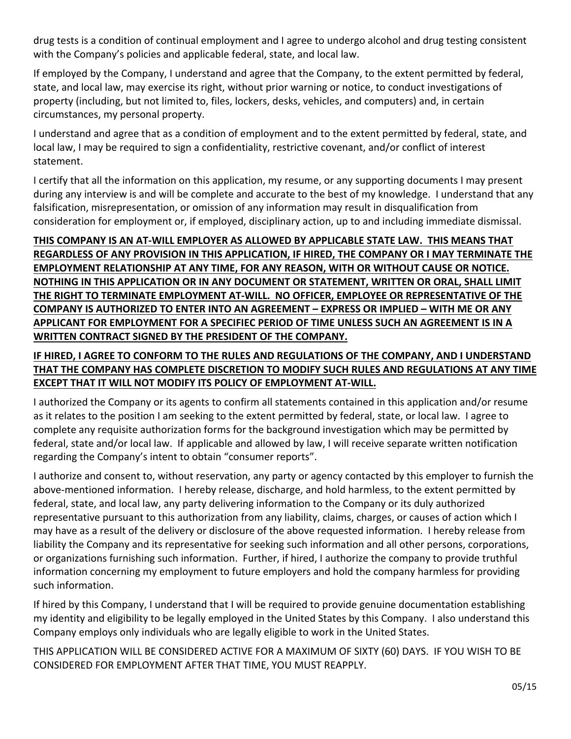drug tests is a condition of continual employment and I agree to undergo alcohol and drug testing consistent with the Company's policies and applicable federal, state, and local law.

If employed by the Company, I understand and agree that the Company, to the extent permitted by federal, state, and local law, may exercise its right, without prior warning or notice, to conduct investigations of property (including, but not limited to, files, lockers, desks, vehicles, and computers) and, in certain circumstances, my personal property.

I understand and agree that as a condition of employment and to the extent permitted by federal, state, and local law, I may be required to sign a confidentiality, restrictive covenant, and/or conflict of interest statement.

I certify that all the information on this application, my resume, or any supporting documents I may present during any interview is and will be complete and accurate to the best of my knowledge. I understand that any falsification, misrepresentation, or omission of any information may result in disqualification from consideration for employment or, if employed, disciplinary action, up to and including immediate dismissal.

**THIS COMPANY IS AN AT-WILL EMPLOYER AS ALLOWED BY APPLICABLE STATE LAW. THIS MEANS THAT REGARDLESS OF ANY PROVISION IN THIS APPLICATION, IF HIRED, THE COMPANY OR I MAY TERMINATE THE EMPLOYMENT RELATIONSHIP AT ANY TIME, FOR ANY REASON, WITH OR WITHOUT CAUSE OR NOTICE. NOTHING IN THIS APPLICATION OR IN ANY DOCUMENT OR STATEMENT, WRITTEN OR ORAL, SHALL LIMIT THE RIGHT TO TERMINATE EMPLOYMENT AT-WILL. NO OFFICER, EMPLOYEE OR REPRESENTATIVE OF THE COMPANY IS AUTHORIZED TO ENTER INTO AN AGREEMENT – EXPRESS OR IMPLIED – WITH ME OR ANY APPLICANT FOR EMPLOYMENT FOR A SPECIFIEC PERIOD OF TIME UNLESS SUCH AN AGREEMENT IS IN A WRITTEN CONTRACT SIGNED BY THE PRESIDENT OF THE COMPANY.**

**IF HIRED, I AGREE TO CONFORM TO THE RULES AND REGULATIONS OF THE COMPANY, AND I UNDERSTAND THAT THE COMPANY HAS COMPLETE DISCRETION TO MODIFY SUCH RULES AND REGULATIONS AT ANY TIME EXCEPT THAT IT WILL NOT MODIFY ITS POLICY OF EMPLOYMENT AT-WILL.**

I authorized the Company or its agents to confirm all statements contained in this application and/or resume as it relates to the position I am seeking to the extent permitted by federal, state, or local law. I agree to complete any requisite authorization forms for the background investigation which may be permitted by federal, state and/or local law. If applicable and allowed by law, I will receive separate written notification regarding the Company's intent to obtain "consumer reports".

I authorize and consent to, without reservation, any party or agency contacted by this employer to furnish the above-mentioned information. I hereby release, discharge, and hold harmless, to the extent permitted by federal, state, and local law, any party delivering information to the Company or its duly authorized representative pursuant to this authorization from any liability, claims, charges, or causes of action which I may have as a result of the delivery or disclosure of the above requested information. I hereby release from liability the Company and its representative for seeking such information and all other persons, corporations, or organizations furnishing such information. Further, if hired, I authorize the company to provide truthful information concerning my employment to future employers and hold the company harmless for providing such information.

If hired by this Company, I understand that I will be required to provide genuine documentation establishing my identity and eligibility to be legally employed in the United States by this Company. I also understand this Company employs only individuals who are legally eligible to work in the United States.

THIS APPLICATION WILL BE CONSIDERED ACTIVE FOR A MAXIMUM OF SIXTY (60) DAYS. IF YOU WISH TO BE CONSIDERED FOR EMPLOYMENT AFTER THAT TIME, YOU MUST REAPPLY.

05/15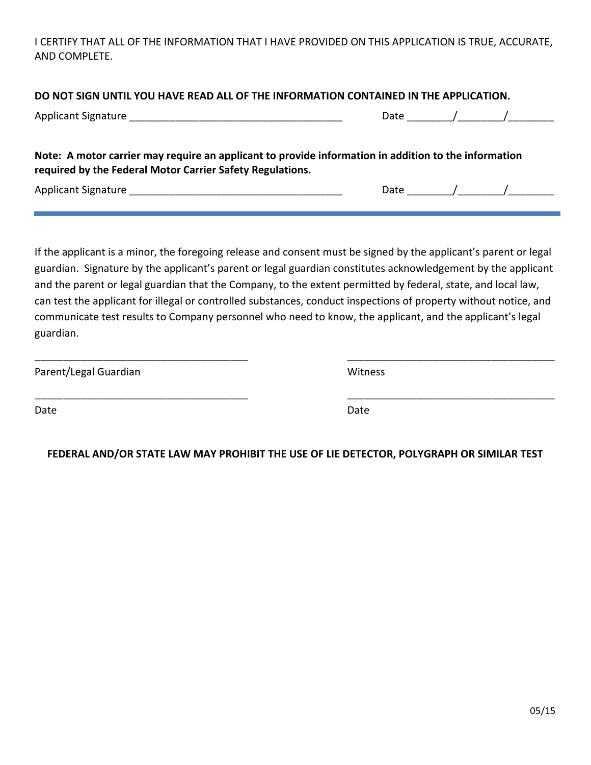I CERTIFY THAT ALL OF THE INFORMATION THAT I HAVE PROVIDED ON THIS APPLICATION IS TRUE, ACCURATE, AND COMPLETE.

**DO NOT SIGN UNTIL YOU HAVE READ ALL OF THE INFORMATION CONTAINED IN THE APPLICATION.**

Applicant Signature ______________________________________ Date ________/________/________

**Note: A motor carrier may require an applicant to provide information in addition to the information required by the Federal Motor Carrier Safety Regulations.**

Applicant Signature ______________________________________ Date ________/________/________

---

If the applicant is a minor, the foregoing release and consent must be signed by the applicant's parent or legal guardian. Signature by the applicant's parent or legal guardian constitutes acknowledgement by the applicant and the parent or legal guardian that the Company, to the extent permitted by federal, state, and local law, can test the applicant for illegal or controlled substances, conduct inspections of property without notice, and communicate test results to Company personnel who need to know, the applicant, and the applicant's legal guardian.

| | |
|---|---|
| _____________________________________ | _____________________________________ |
| Parent/Legal Guardian | Witness |
| _____________________________________ | _____________________________________ |
| Date | Date |

**FEDERAL AND/OR STATE LAW MAY PROHIBIT THE USE OF LIE DETECTOR, POLYGRAPH OR SIMILAR TEST**

05/15